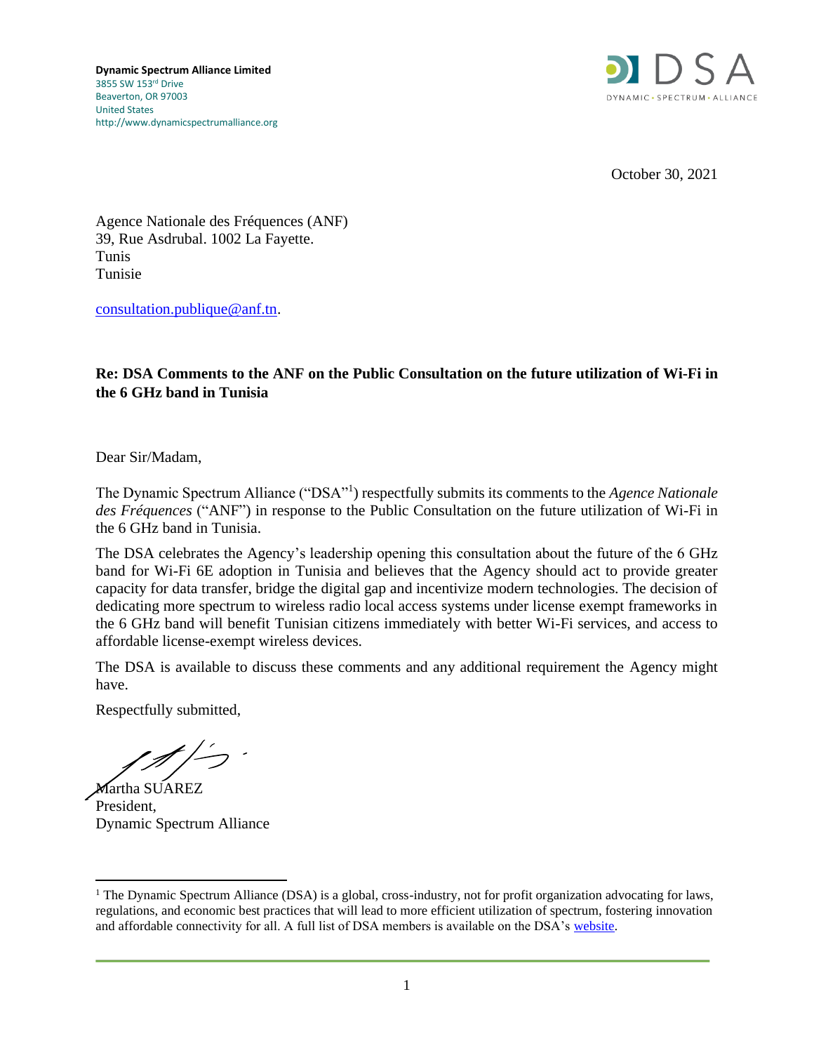**Dynamic Spectrum Alliance Limited**
3855 SW 153rd Drive
Beaverton, OR 97003
United States
http://www.dynamicspectrumalliance.org

October 30, 2021

Agence Nationale des Fréquences (ANF)
39, Rue Asdrubal. 1002 La Fayette.
Tunis
Tunisie

consultation.publique@anf.tn.

**Re: DSA Comments to the ANF on the Public Consultation on the future utilization of Wi-Fi in the 6 GHz band in Tunisia**

Dear Sir/Madam,

The Dynamic Spectrum Alliance ("DSA"[1]) respectfully submits its comments to the *Agence Nationale des Fréquences* ("ANF") in response to the Public Consultation on the future utilization of Wi-Fi in the 6 GHz band in Tunisia.

The DSA celebrates the Agency's leadership opening this consultation about the future of the 6 GHz band for Wi-Fi 6E adoption in Tunisia and believes that the Agency should act to provide greater capacity for data transfer, bridge the digital gap and incentivize modern technologies. The decision of dedicating more spectrum to wireless radio local access systems under license exempt frameworks in the 6 GHz band will benefit Tunisian citizens immediately with better Wi-Fi services, and access to affordable license-exempt wireless devices.

The DSA is available to discuss these comments and any additional requirement the Agency might have.

Respectfully submitted,

Martha SUAREZ
President,
Dynamic Spectrum Alliance

[1] The Dynamic Spectrum Alliance (DSA) is a global, cross-industry, not for profit organization advocating for laws, regulations, and economic best practices that will lead to more efficient utilization of spectrum, fostering innovation and affordable connectivity for all. A full list of DSA members is available on the DSA's website.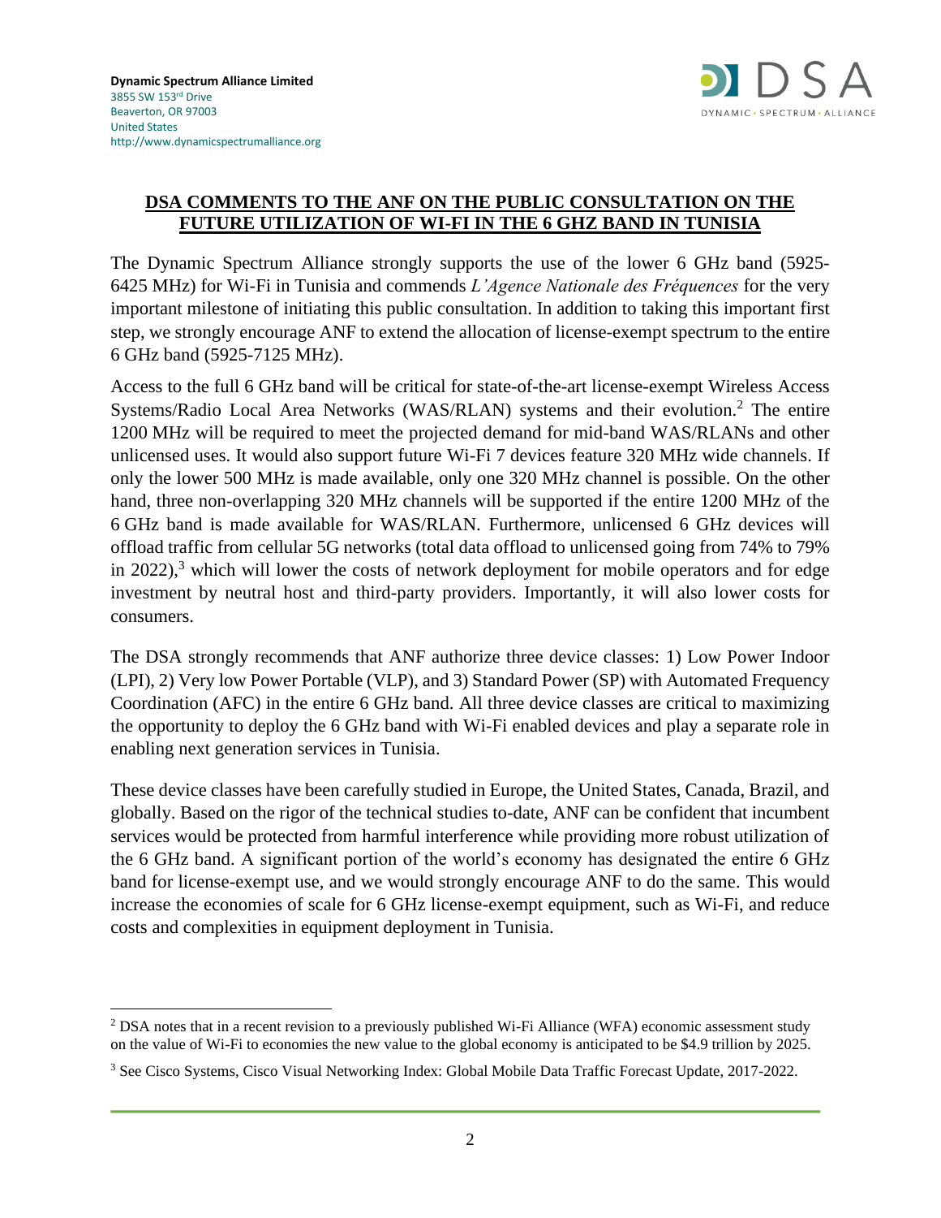**Dynamic Spectrum Alliance Limited**
3855 SW 153rd Drive
Beaverton, OR 97003
United States
http://www.dynamicspectrumalliance.org

## DSA COMMENTS TO THE ANF ON THE PUBLIC CONSULTATION ON THE FUTURE UTILIZATION OF WI-FI IN THE 6 GHZ BAND IN TUNISIA

The Dynamic Spectrum Alliance strongly supports the use of the lower 6 GHz band (5925-6425 MHz) for Wi-Fi in Tunisia and commends *L'Agence Nationale des Fréquences* for the very important milestone of initiating this public consultation. In addition to taking this important first step, we strongly encourage ANF to extend the allocation of license-exempt spectrum to the entire 6 GHz band (5925-7125 MHz).

Access to the full 6 GHz band will be critical for state-of-the-art license-exempt Wireless Access Systems/Radio Local Area Networks (WAS/RLAN) systems and their evolution.[2] The entire 1200 MHz will be required to meet the projected demand for mid-band WAS/RLANs and other unlicensed uses. It would also support future Wi-Fi 7 devices feature 320 MHz wide channels. If only the lower 500 MHz is made available, only one 320 MHz channel is possible. On the other hand, three non-overlapping 320 MHz channels will be supported if the entire 1200 MHz of the 6 GHz band is made available for WAS/RLAN. Furthermore, unlicensed 6 GHz devices will offload traffic from cellular 5G networks (total data offload to unlicensed going from 74% to 79% in 2022),[3] which will lower the costs of network deployment for mobile operators and for edge investment by neutral host and third-party providers. Importantly, it will also lower costs for consumers.

The DSA strongly recommends that ANF authorize three device classes: 1) Low Power Indoor (LPI), 2) Very low Power Portable (VLP), and 3) Standard Power (SP) with Automated Frequency Coordination (AFC) in the entire 6 GHz band. All three device classes are critical to maximizing the opportunity to deploy the 6 GHz band with Wi-Fi enabled devices and play a separate role in enabling next generation services in Tunisia.

These device classes have been carefully studied in Europe, the United States, Canada, Brazil, and globally. Based on the rigor of the technical studies to-date, ANF can be confident that incumbent services would be protected from harmful interference while providing more robust utilization of the 6 GHz band. A significant portion of the world's economy has designated the entire 6 GHz band for license-exempt use, and we would strongly encourage ANF to do the same. This would increase the economies of scale for 6 GHz license-exempt equipment, such as Wi-Fi, and reduce costs and complexities in equipment deployment in Tunisia.

---

[2] DSA notes that in a recent revision to a previously published Wi-Fi Alliance (WFA) economic assessment study on the value of Wi-Fi to economies the new value to the global economy is anticipated to be $4.9 trillion by 2025.

[3] See Cisco Systems, Cisco Visual Networking Index: Global Mobile Data Traffic Forecast Update, 2017-2022.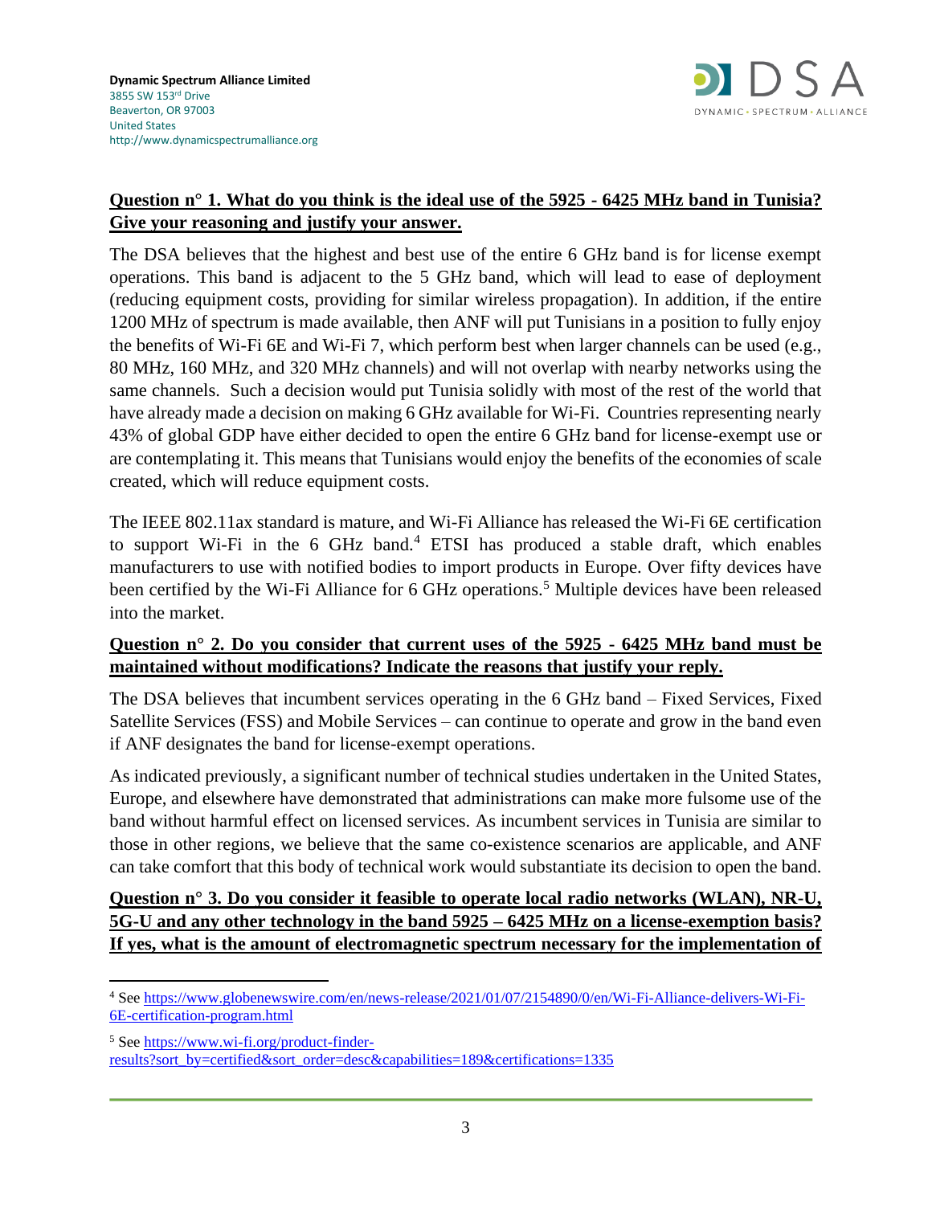**Dynamic Spectrum Alliance Limited**
3855 SW 153rd Drive
Beaverton, OR 97003
United States
http://www.dynamicspectrumalliance.org

## Question n° 1. What do you think is the ideal use of the 5925 - 6425 MHz band in Tunisia? Give your reasoning and justify your answer.

The DSA believes that the highest and best use of the entire 6 GHz band is for license exempt operations. This band is adjacent to the 5 GHz band, which will lead to ease of deployment (reducing equipment costs, providing for similar wireless propagation). In addition, if the entire 1200 MHz of spectrum is made available, then ANF will put Tunisians in a position to fully enjoy the benefits of Wi-Fi 6E and Wi-Fi 7, which perform best when larger channels can be used (e.g., 80 MHz, 160 MHz, and 320 MHz channels) and will not overlap with nearby networks using the same channels. Such a decision would put Tunisia solidly with most of the rest of the world that have already made a decision on making 6 GHz available for Wi-Fi. Countries representing nearly 43% of global GDP have either decided to open the entire 6 GHz band for license-exempt use or are contemplating it. This means that Tunisians would enjoy the benefits of the economies of scale created, which will reduce equipment costs.

The IEEE 802.11ax standard is mature, and Wi-Fi Alliance has released the Wi-Fi 6E certification to support Wi-Fi in the 6 GHz band.[4] ETSI has produced a stable draft, which enables manufacturers to use with notified bodies to import products in Europe. Over fifty devices have been certified by the Wi-Fi Alliance for 6 GHz operations.[5] Multiple devices have been released into the market.

## Question n° 2. Do you consider that current uses of the 5925 - 6425 MHz band must be maintained without modifications? Indicate the reasons that justify your reply.

The DSA believes that incumbent services operating in the 6 GHz band – Fixed Services, Fixed Satellite Services (FSS) and Mobile Services – can continue to operate and grow in the band even if ANF designates the band for license-exempt operations.

As indicated previously, a significant number of technical studies undertaken in the United States, Europe, and elsewhere have demonstrated that administrations can make more fulsome use of the band without harmful effect on licensed services. As incumbent services in Tunisia are similar to those in other regions, we believe that the same co-existence scenarios are applicable, and ANF can take comfort that this body of technical work would substantiate its decision to open the band.

## Question n° 3. Do you consider it feasible to operate local radio networks (WLAN), NR-U, 5G-U and any other technology in the band 5925 – 6425 MHz on a license-exemption basis? If yes, what is the amount of electromagnetic spectrum necessary for the implementation of

---

[4] See https://www.globenewswire.com/en/news-release/2021/01/07/2154890/0/en/Wi-Fi-Alliance-delivers-Wi-Fi-6E-certification-program.html

[5] See https://www.wi-fi.org/product-finder-results?sort_by=certified&sort_order=desc&capabilities=189&certifications=1335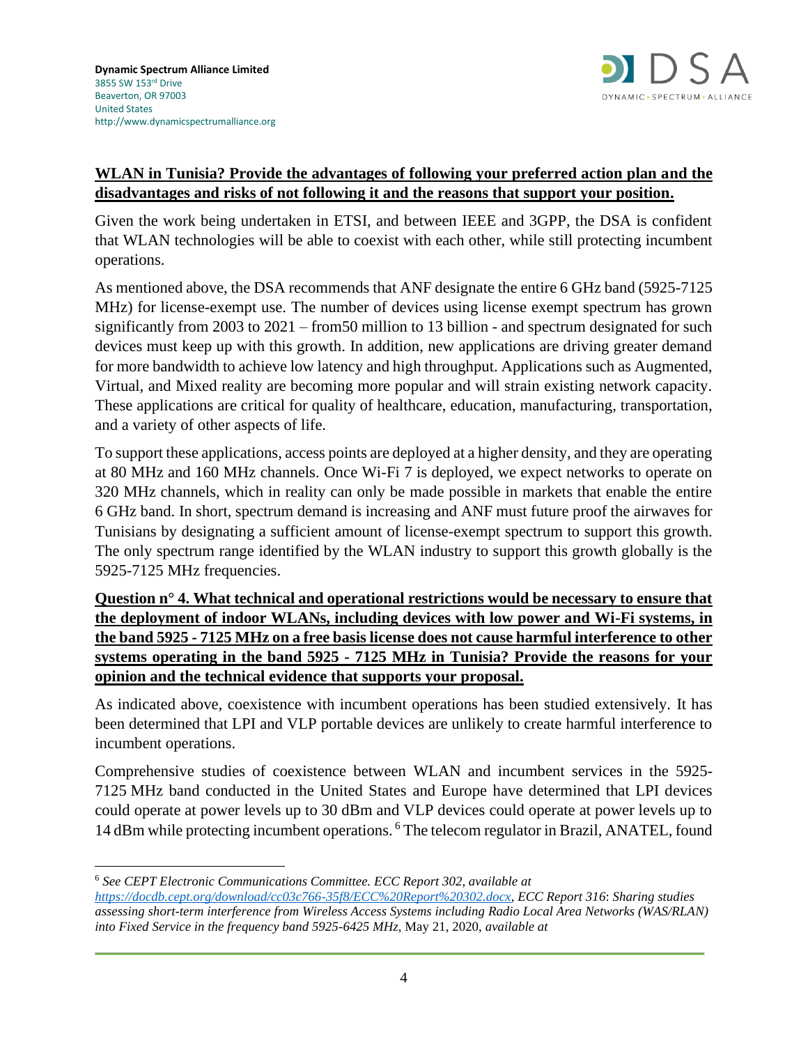**WLAN in Tunisia? Provide the advantages of following your preferred action plan and the disadvantages and risks of not following it and the reasons that support your position.**

Given the work being undertaken in ETSI, and between IEEE and 3GPP, the DSA is confident that WLAN technologies will be able to coexist with each other, while still protecting incumbent operations.

As mentioned above, the DSA recommends that ANF designate the entire 6 GHz band (5925-7125 MHz) for license-exempt use. The number of devices using license exempt spectrum has grown significantly from 2003 to 2021 – from50 million to 13 billion - and spectrum designated for such devices must keep up with this growth. In addition, new applications are driving greater demand for more bandwidth to achieve low latency and high throughput. Applications such as Augmented, Virtual, and Mixed reality are becoming more popular and will strain existing network capacity. These applications are critical for quality of healthcare, education, manufacturing, transportation, and a variety of other aspects of life.

To support these applications, access points are deployed at a higher density, and they are operating at 80 MHz and 160 MHz channels. Once Wi-Fi 7 is deployed, we expect networks to operate on 320 MHz channels, which in reality can only be made possible in markets that enable the entire 6 GHz band. In short, spectrum demand is increasing and ANF must future proof the airwaves for Tunisians by designating a sufficient amount of license-exempt spectrum to support this growth. The only spectrum range identified by the WLAN industry to support this growth globally is the 5925-7125 MHz frequencies.

**Question n° 4. What technical and operational restrictions would be necessary to ensure that the deployment of indoor WLANs, including devices with low power and Wi-Fi systems, in the band 5925 - 7125 MHz on a free basis license does not cause harmful interference to other systems operating in the band 5925 - 7125 MHz in Tunisia? Provide the reasons for your opinion and the technical evidence that supports your proposal.**

As indicated above, coexistence with incumbent operations has been studied extensively. It has been determined that LPI and VLP portable devices are unlikely to create harmful interference to incumbent operations.

Comprehensive studies of coexistence between WLAN and incumbent services in the 5925-7125 MHz band conducted in the United States and Europe have determined that LPI devices could operate at power levels up to 30 dBm and VLP devices could operate at power levels up to 14 dBm while protecting incumbent operations. [6] The telecom regulator in Brazil, ANATEL, found

---

[6] *See CEPT Electronic Communications Committee. ECC Report 302, available at* *https://docdb.cept.org/download/cc03c766-35f8/ECC%20Report%20302.docx*, *ECC Report 316*: *Sharing studies assessing short-term interference from Wireless Access Systems including Radio Local Area Networks (WAS/RLAN) into Fixed Service in the frequency band 5925-6425 MHz*, May 21, 2020, *available at*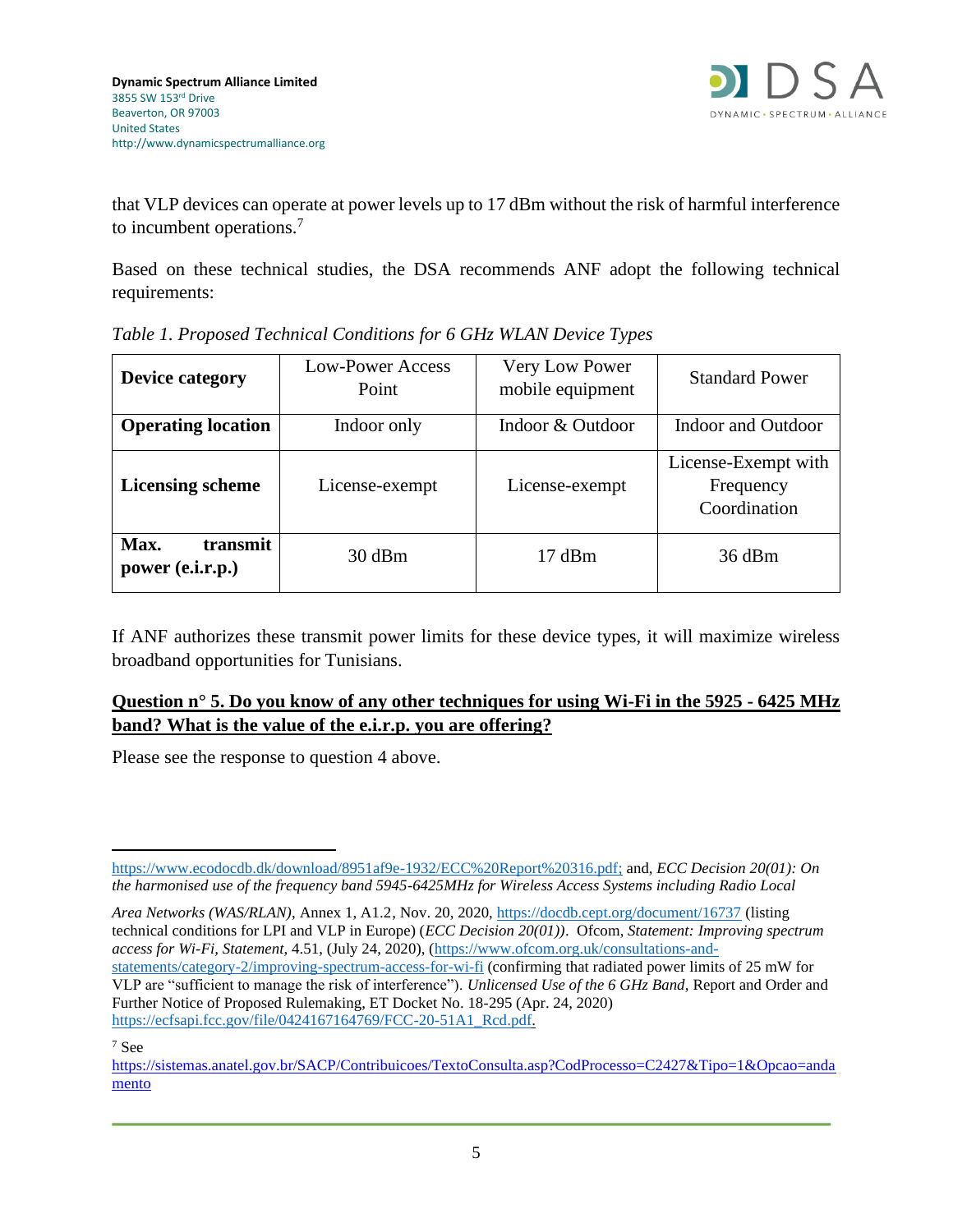that VLP devices can operate at power levels up to 17 dBm without the risk of harmful interference to incumbent operations.[7]

Based on these technical studies, the DSA recommends ANF adopt the following technical requirements:

*Table 1. Proposed Technical Conditions for 6 GHz WLAN Device Types*

| **Device category** | Low-Power Access Point | Very Low Power mobile equipment | Standard Power |
|---|---|---|---|
| **Operating location** | Indoor only | Indoor & Outdoor | Indoor and Outdoor |
| **Licensing scheme** | License-exempt | License-exempt | License-Exempt with Frequency Coordination |
| **Max. transmit power (e.i.r.p.)** | 30 dBm | 17 dBm | 36 dBm |

If ANF authorizes these transmit power limits for these device types, it will maximize wireless broadband opportunities for Tunisians.

**<u>Question n° 5. Do you know of any other techniques for using Wi-Fi in the 5925 - 6425 MHz band? What is the value of the e.i.r.p. you are offering?</u>**

Please see the response to question 4 above.

---

https://www.ecodocdb.dk/download/8951af9e-1932/ECC%20Report%20316.pdf; and, *ECC Decision 20(01): On the harmonised use of the frequency band 5945-6425MHz for Wireless Access Systems including Radio Local Area Networks (WAS/RLAN)*, Annex 1, A1.2, Nov. 20, 2020, https://docdb.cept.org/document/16737 (listing technical conditions for LPI and VLP in Europe) (*ECC Decision 20(01))*. Ofcom, *Statement: Improving spectrum access for Wi-Fi*, *Statement*, 4.51, (July 24, 2020), (https://www.ofcom.org.uk/consultations-and-statements/category-2/improving-spectrum-access-for-wi-fi (confirming that radiated power limits of 25 mW for VLP are "sufficient to manage the risk of interference"). *Unlicensed Use of the 6 GHz Band*, Report and Order and Further Notice of Proposed Rulemaking, ET Docket No. 18-295 (Apr. 24, 2020) https://ecfsapi.fcc.gov/file/0424167164769/FCC-20-51A1_Rcd.pdf.

[7] See https://sistemas.anatel.gov.br/SACP/Contribuicoes/TextoConsulta.asp?CodProcesso=C2427&Tipo=1&Opcao=andamento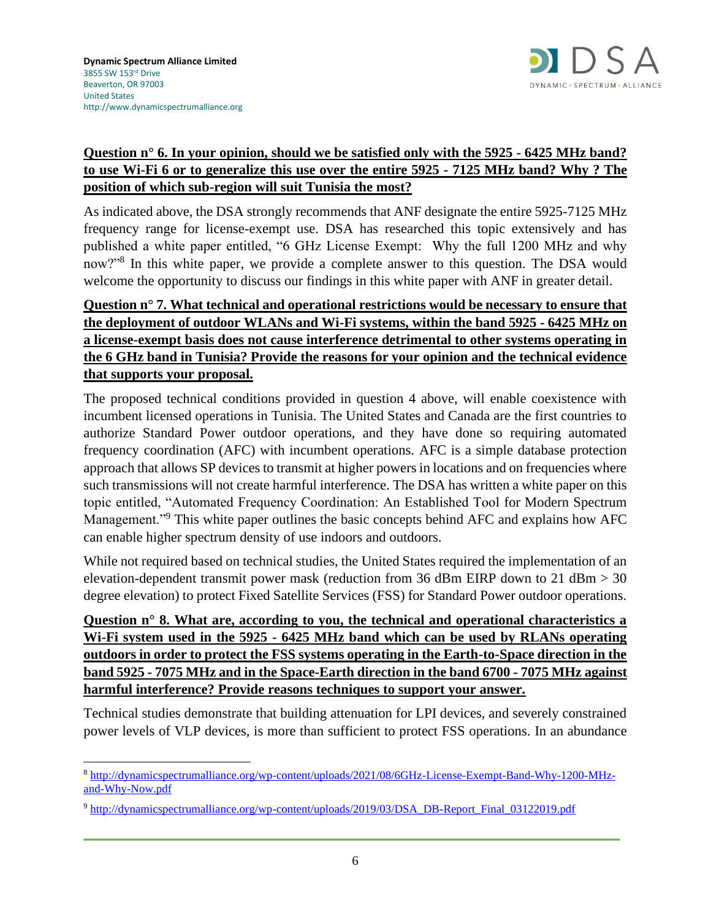**Dynamic Spectrum Alliance Limited**
3855 SW 153rd Drive
Beaverton, OR 97003
United States
http://www.dynamicspectrumalliance.org

**Question n° 6. In your opinion, should we be satisfied only with the 5925 - 6425 MHz band? to use Wi-Fi 6 or to generalize this use over the entire 5925 - 7125 MHz band? Why ? The position of which sub-region will suit Tunisia the most?**

As indicated above, the DSA strongly recommends that ANF designate the entire 5925-7125 MHz frequency range for license-exempt use. DSA has researched this topic extensively and has published a white paper entitled, "6 GHz License Exempt: Why the full 1200 MHz and why now?"[8] In this white paper, we provide a complete answer to this question. The DSA would welcome the opportunity to discuss our findings in this white paper with ANF in greater detail.

**Question n° 7. What technical and operational restrictions would be necessary to ensure that the deployment of outdoor WLANs and Wi-Fi systems, within the band 5925 - 6425 MHz on a license-exempt basis does not cause interference detrimental to other systems operating in the 6 GHz band in Tunisia? Provide the reasons for your opinion and the technical evidence that supports your proposal.**

The proposed technical conditions provided in question 4 above, will enable coexistence with incumbent licensed operations in Tunisia. The United States and Canada are the first countries to authorize Standard Power outdoor operations, and they have done so requiring automated frequency coordination (AFC) with incumbent operations. AFC is a simple database protection approach that allows SP devices to transmit at higher powers in locations and on frequencies where such transmissions will not create harmful interference. The DSA has written a white paper on this topic entitled, "Automated Frequency Coordination: An Established Tool for Modern Spectrum Management."[9] This white paper outlines the basic concepts behind AFC and explains how AFC can enable higher spectrum density of use indoors and outdoors.

While not required based on technical studies, the United States required the implementation of an elevation-dependent transmit power mask (reduction from 36 dBm EIRP down to 21 dBm > 30 degree elevation) to protect Fixed Satellite Services (FSS) for Standard Power outdoor operations.

**Question n° 8. What are, according to you, the technical and operational characteristics a Wi-Fi system used in the 5925 - 6425 MHz band which can be used by RLANs operating outdoors in order to protect the FSS systems operating in the Earth-to-Space direction in the band 5925 - 7075 MHz and in the Space-Earth direction in the band 6700 - 7075 MHz against harmful interference? Provide reasons techniques to support your answer.**

Technical studies demonstrate that building attenuation for LPI devices, and severely constrained power levels of VLP devices, is more than sufficient to protect FSS operations. In an abundance

---

[8] http://dynamicspectrumalliance.org/wp-content/uploads/2021/08/6GHz-License-Exempt-Band-Why-1200-MHz-and-Why-Now.pdf

[9] http://dynamicspectrumalliance.org/wp-content/uploads/2019/03/DSA_DB-Report_Final_03122019.pdf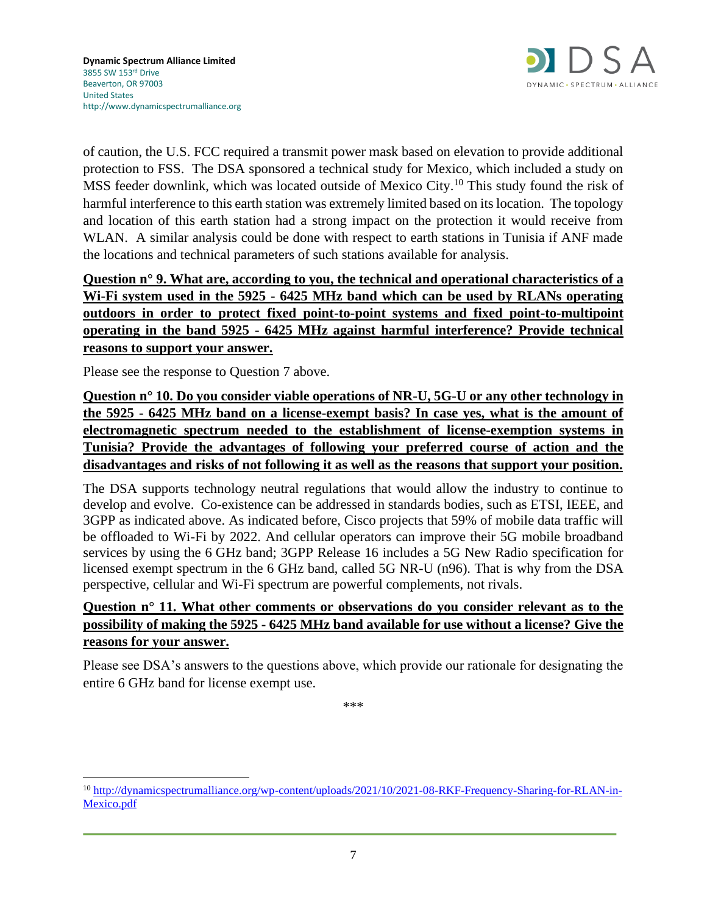of caution, the U.S. FCC required a transmit power mask based on elevation to provide additional protection to FSS. The DSA sponsored a technical study for Mexico, which included a study on MSS feeder downlink, which was located outside of Mexico City.[10] This study found the risk of harmful interference to this earth station was extremely limited based on its location. The topology and location of this earth station had a strong impact on the protection it would receive from WLAN. A similar analysis could be done with respect to earth stations in Tunisia if ANF made the locations and technical parameters of such stations available for analysis.

**Question n° 9. What are, according to you, the technical and operational characteristics of a Wi-Fi system used in the 5925 - 6425 MHz band which can be used by RLANs operating outdoors in order to protect fixed point-to-point systems and fixed point-to-multipoint operating in the band 5925 - 6425 MHz against harmful interference? Provide technical reasons to support your answer.**

Please see the response to Question 7 above.

**Question n° 10. Do you consider viable operations of NR-U, 5G-U or any other technology in the 5925 - 6425 MHz band on a license-exempt basis? In case yes, what is the amount of electromagnetic spectrum needed to the establishment of license-exemption systems in Tunisia? Provide the advantages of following your preferred course of action and the disadvantages and risks of not following it as well as the reasons that support your position.**

The DSA supports technology neutral regulations that would allow the industry to continue to develop and evolve. Co-existence can be addressed in standards bodies, such as ETSI, IEEE, and 3GPP as indicated above. As indicated before, Cisco projects that 59% of mobile data traffic will be offloaded to Wi-Fi by 2022. And cellular operators can improve their 5G mobile broadband services by using the 6 GHz band; 3GPP Release 16 includes a 5G New Radio specification for licensed exempt spectrum in the 6 GHz band, called 5G NR-U (n96). That is why from the DSA perspective, cellular and Wi-Fi spectrum are powerful complements, not rivals.

**Question n° 11. What other comments or observations do you consider relevant as to the possibility of making the 5925 - 6425 MHz band available for use without a license? Give the reasons for your answer.**

Please see DSA's answers to the questions above, which provide our rationale for designating the entire 6 GHz band for license exempt use.

\*\*\*

---

[10] http://dynamicspectrumalliance.org/wp-content/uploads/2021/10/2021-08-RKF-Frequency-Sharing-for-RLAN-in-Mexico.pdf